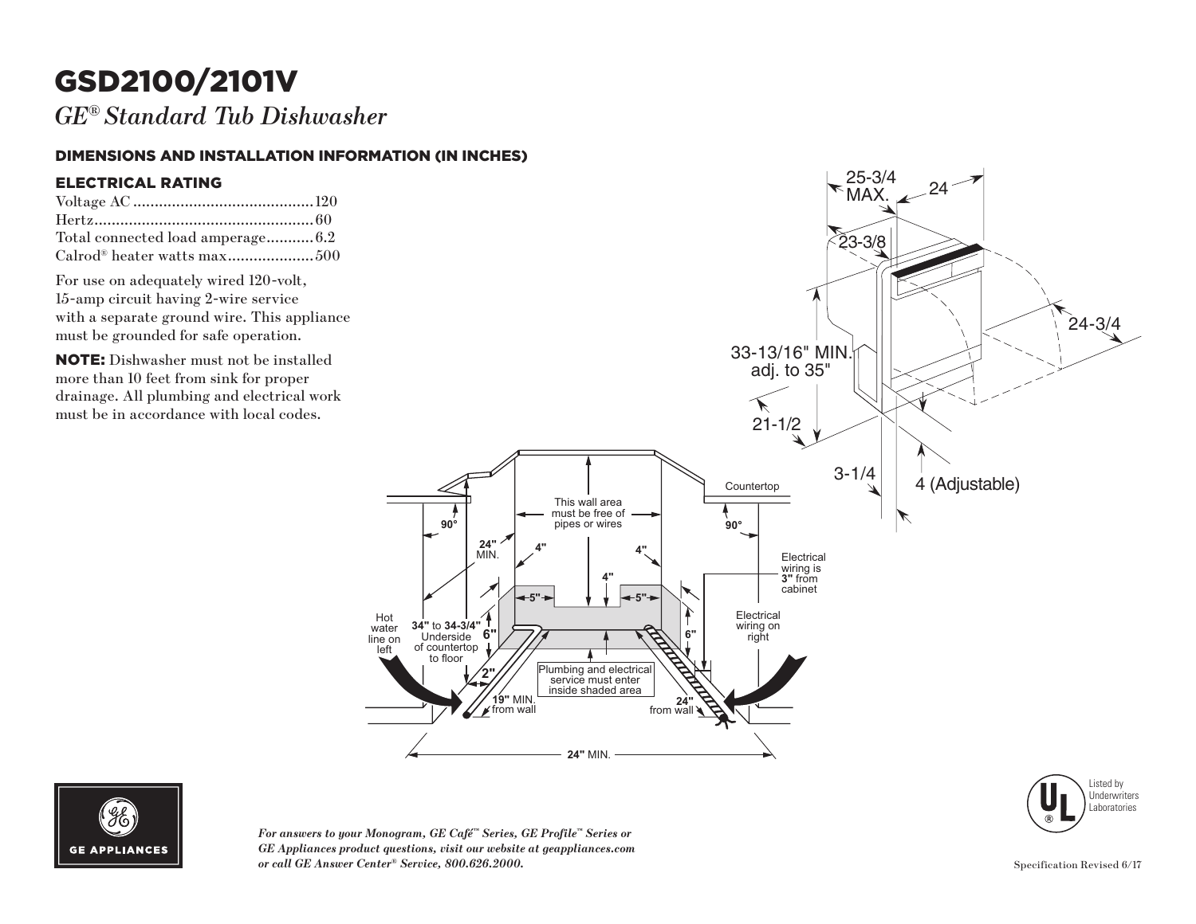# GSD2100/2101V

*GE® Standard Tub Dishwasher*

## DIMENSIONS AND INSTALLATION INFORMATION (IN INCHES)

### ELECTRICAL RATING

| | |
|---|---|
| Voltage AC | 120 |
| Hertz | 60 |
| Total connected load amperage | 6.2 |
| Calrod® heater watts max | 500 |

For use on adequately wired 120-volt, 15-amp circuit having 2-wire service with a separate ground wire. This appliance must be grounded for safe operation.

**NOTE:** Dishwasher must not be installed more than 10 feet from sink for proper drainage. All plumbing and electrical work must be in accordance with local codes.

25-3/4 MAX.
24
23-3/8
24-3/4
33-13/16" MIN. adj. to 35"
21-1/2
3-1/4
4 (Adjustable)

Countertop
This wall area must be free of pipes or wires
90°
90°
**24"** MIN.
4"
4"
4"
5"
5"
Electrical wiring is **3"** from cabinet
Hot water line on left
**34"** to **34-3/4"** Underside of countertop to floor
6"
6"
Electrical wiring on right
2"
Plumbing and electrical service must enter inside shaded area
**19"** MIN. from wall
**24"** from wall
**24"** MIN.

*For answers to your Monogram, GE Café™ Series, GE Profile™ Series or GE Appliances product questions, visit our website at geappliances.com or call GE Answer Center® Service, 800.626.2000.*

Listed by Underwriters Laboratories

Specification Revised 6/17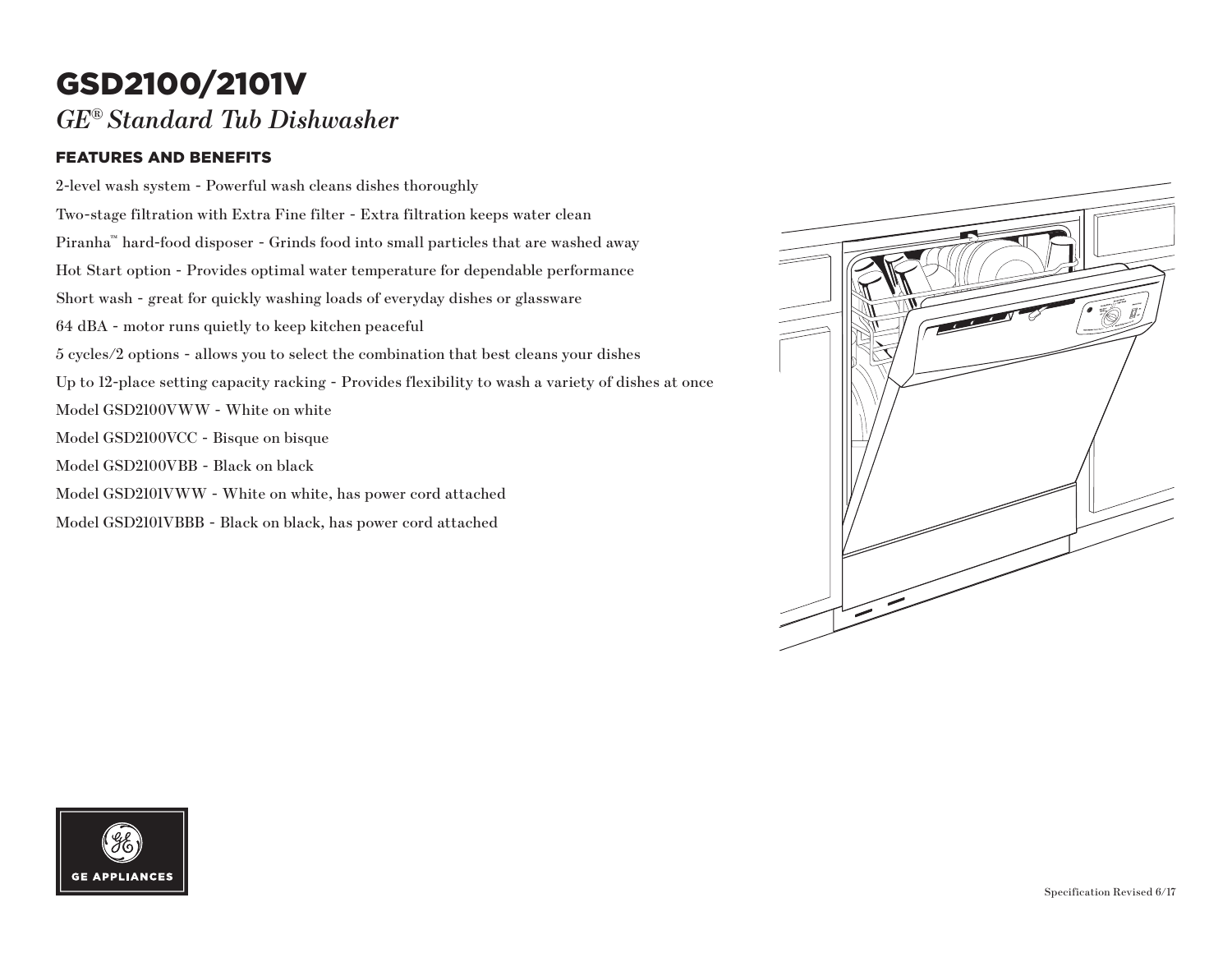# GSD2100/2101V

*GE® Standard Tub Dishwasher*

## FEATURES AND BENEFITS

2-level wash system - Powerful wash cleans dishes thoroughly

Two-stage filtration with Extra Fine filter - Extra filtration keeps water clean

Piranha™ hard-food disposer - Grinds food into small particles that are washed away

Hot Start option - Provides optimal water temperature for dependable performance

Short wash - great for quickly washing loads of everyday dishes or glassware

64 dBA - motor runs quietly to keep kitchen peaceful

5 cycles/2 options - allows you to select the combination that best cleans your dishes

Up to 12-place setting capacity racking - Provides flexibility to wash a variety of dishes at once

Model GSD2100VWW - White on white

Model GSD2100VCC - Bisque on bisque

Model GSD2100VBB - Black on black

Model GSD2101VWW - White on white, has power cord attached

Model GSD2101VBBB - Black on black, has power cord attached

GE APPLIANCES

Specification Revised 6/17